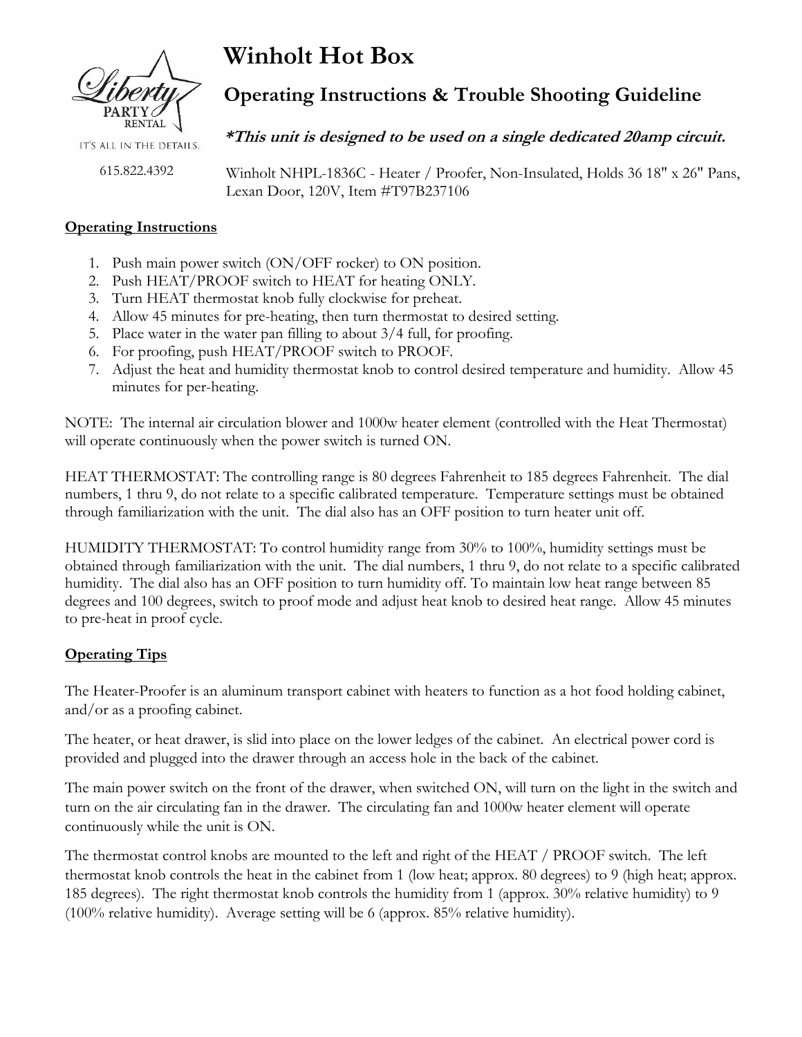Liberty PARTY RENTAL

IT'S ALL IN THE DETAILS.

615.822.4392

# Winholt Hot Box

## Operating Instructions & Trouble Shooting Guideline

***\*This unit is designed to be used on a single dedicated 20amp circuit.***

Winholt NHPL-1836C - Heater / Proofer, Non-Insulated, Holds 36 18" x 26" Pans, Lexan Door, 120V, Item #T97B237106

### Operating Instructions

1. Push main power switch (ON/OFF rocker) to ON position.
2. Push HEAT/PROOF switch to HEAT for heating ONLY.
3. Turn HEAT thermostat knob fully clockwise for preheat.
4. Allow 45 minutes for pre-heating, then turn thermostat to desired setting.
5. Place water in the water pan filling to about 3/4 full, for proofing.
6. For proofing, push HEAT/PROOF switch to PROOF.
7. Adjust the heat and humidity thermostat knob to control desired temperature and humidity. Allow 45 minutes for per-heating.

NOTE: The internal air circulation blower and 1000w heater element (controlled with the Heat Thermostat) will operate continuously when the power switch is turned ON.

HEAT THERMOSTAT: The controlling range is 80 degrees Fahrenheit to 185 degrees Fahrenheit. The dial numbers, 1 thru 9, do not relate to a specific calibrated temperature. Temperature settings must be obtained through familiarization with the unit. The dial also has an OFF position to turn heater unit off.

HUMIDITY THERMOSTAT: To control humidity range from 30% to 100%, humidity settings must be obtained through familiarization with the unit. The dial numbers, 1 thru 9, do not relate to a specific calibrated humidity. The dial also has an OFF position to turn humidity off. To maintain low heat range between 85 degrees and 100 degrees, switch to proof mode and adjust heat knob to desired heat range. Allow 45 minutes to pre-heat in proof cycle.

### Operating Tips

The Heater-Proofer is an aluminum transport cabinet with heaters to function as a hot food holding cabinet, and/or as a proofing cabinet.

The heater, or heat drawer, is slid into place on the lower ledges of the cabinet. An electrical power cord is provided and plugged into the drawer through an access hole in the back of the cabinet.

The main power switch on the front of the drawer, when switched ON, will turn on the light in the switch and turn on the air circulating fan in the drawer. The circulating fan and 1000w heater element will operate continuously while the unit is ON.

The thermostat control knobs are mounted to the left and right of the HEAT / PROOF switch. The left thermostat knob controls the heat in the cabinet from 1 (low heat; approx. 80 degrees) to 9 (high heat; approx. 185 degrees). The right thermostat knob controls the humidity from 1 (approx. 30% relative humidity) to 9 (100% relative humidity). Average setting will be 6 (approx. 85% relative humidity).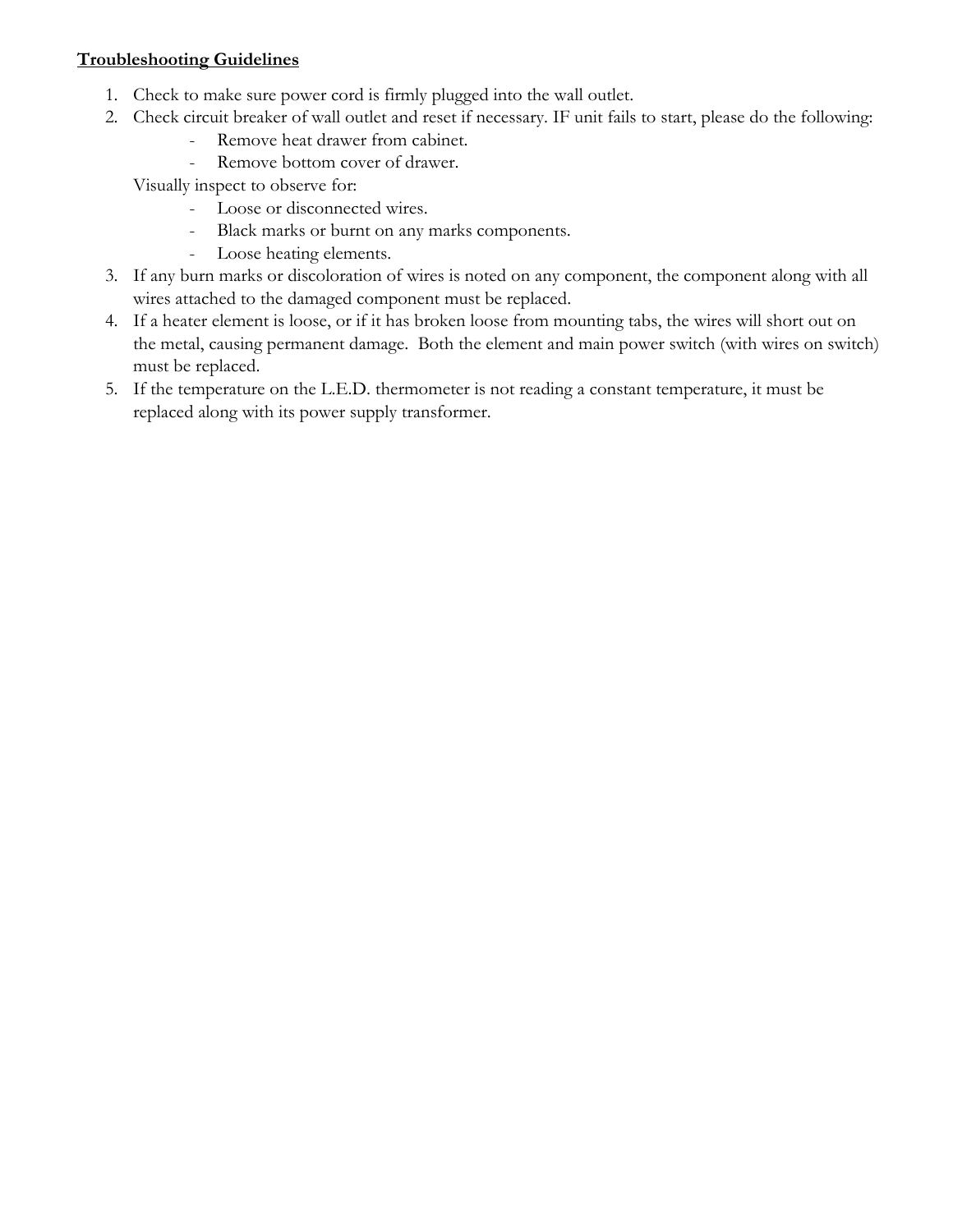**Troubleshooting Guidelines**

1. Check to make sure power cord is firmly plugged into the wall outlet.
2. Check circuit breaker of wall outlet and reset if necessary. IF unit fails to start, please do the following:
   - Remove heat drawer from cabinet.
   - Remove bottom cover of drawer.

   Visually inspect to observe for:
   - Loose or disconnected wires.
   - Black marks or burnt on any marks components.
   - Loose heating elements.
3. If any burn marks or discoloration of wires is noted on any component, the component along with all wires attached to the damaged component must be replaced.
4. If a heater element is loose, or if it has broken loose from mounting tabs, the wires will short out on the metal, causing permanent damage. Both the element and main power switch (with wires on switch) must be replaced.
5. If the temperature on the L.E.D. thermometer is not reading a constant temperature, it must be replaced along with its power supply transformer.